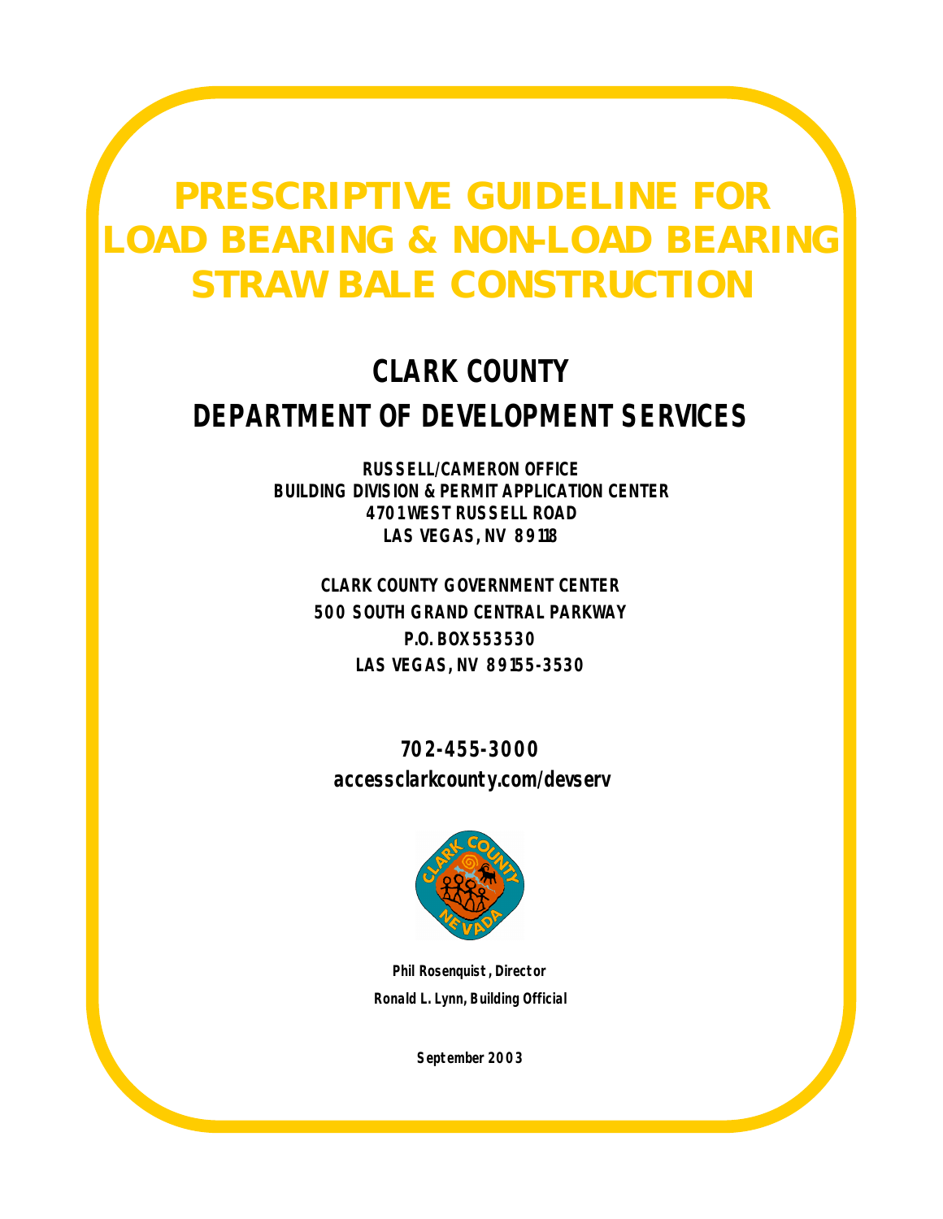# PRESCRIPTIVE GUIDELINE FOR LOAD BEARING & NON-LOAD BEARING STRAW BALE CONSTRUCTION

## CLARK COUNTY

## DEPARTMENT OF DEVELOPMENT SERVICES

**RUSSELL/CAMERON OFFICE**
**BUILDING DIVISION & PERMIT APPLICATION CENTER**
**4701 WEST RUSSELL ROAD**
**LAS VEGAS, NV 89118**

**CLARK COUNTY GOVERNMENT CENTER**
**500 SOUTH GRAND CENTRAL PARKWAY**
**P.O. BOX 553530**
**LAS VEGAS, NV 89155-3530**

**702-455-3000**
**accessclarkcounty.com/devserv**

**Phil Rosenquist, Director**
**Ronald L. Lynn, Building Official**

**September 2003**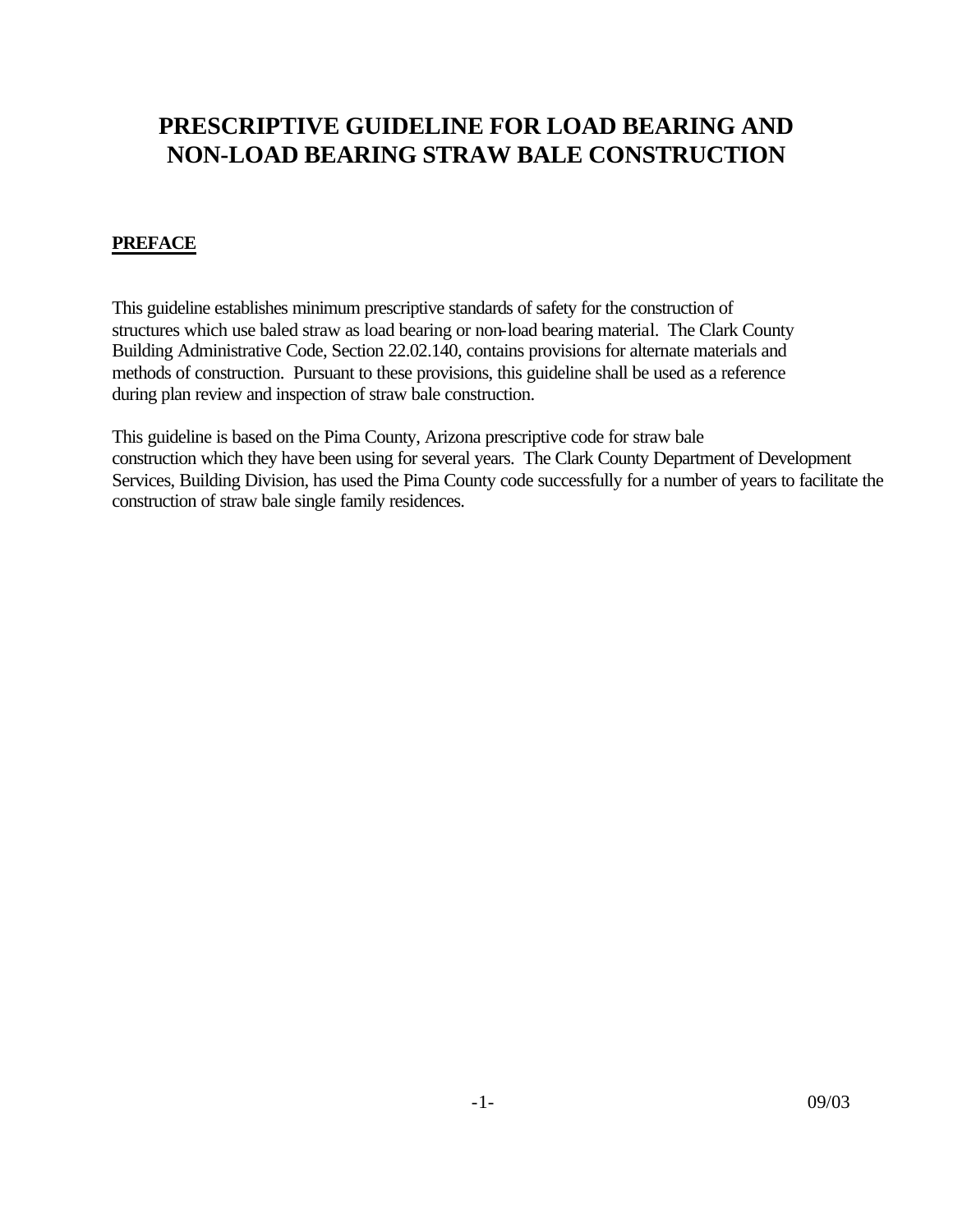# PRESCRIPTIVE GUIDELINE FOR LOAD BEARING AND NON-LOAD BEARING STRAW BALE CONSTRUCTION

## PREFACE

This guideline establishes minimum prescriptive standards of safety for the construction of structures which use baled straw as load bearing or non-load bearing material. The Clark County Building Administrative Code, Section 22.02.140, contains provisions for alternate materials and methods of construction. Pursuant to these provisions, this guideline shall be used as a reference during plan review and inspection of straw bale construction.

This guideline is based on the Pima County, Arizona prescriptive code for straw bale construction which they have been using for several years. The Clark County Department of Development Services, Building Division, has used the Pima County code successfully for a number of years to facilitate the construction of straw bale single family residences.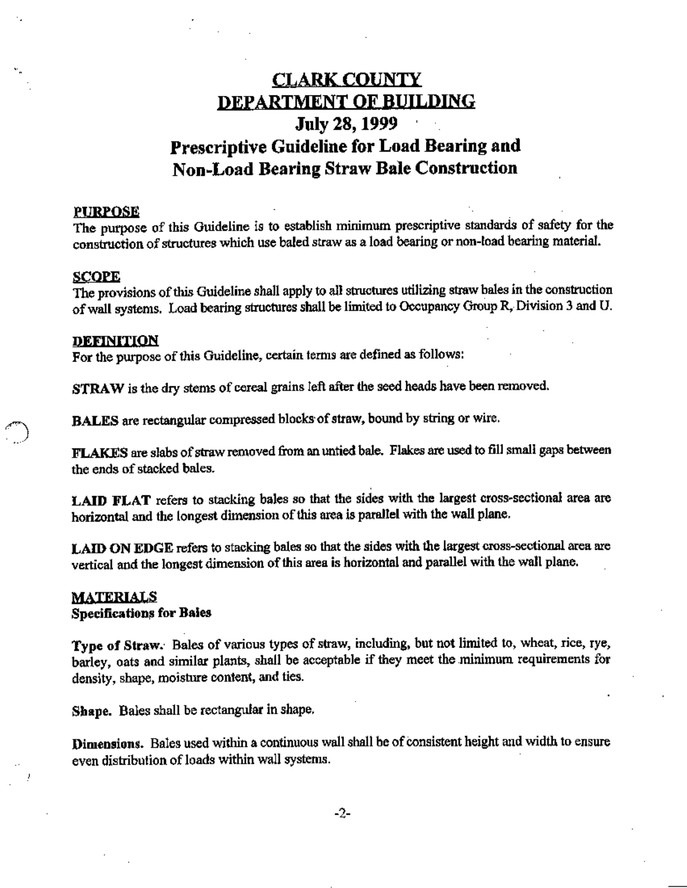# CLARK COUNTY DEPARTMENT OF BUILDING

## July 28, 1999

## Prescriptive Guideline for Load Bearing and Non-Load Bearing Straw Bale Construction

### PURPOSE

The purpose of this Guideline is to establish minimum prescriptive standards of safety for the construction of structures which use baled straw as a load bearing or non-load bearing material.

### SCOPE

The provisions of this Guideline shall apply to all structures utilizing straw bales in the construction of wall systems. Load bearing structures shall be limited to Occupancy Group R, Division 3 and U.

### DEFINITION

For the purpose of this Guideline, certain terms are defined as follows:

**STRAW** is the dry stems of cereal grains left after the seed heads have been removed.

**BALES** are rectangular compressed blocks of straw, bound by string or wire.

**FLAKES** are slabs of straw removed from an untied bale. Flakes are used to fill small gaps between the ends of stacked bales.

**LAID FLAT** refers to stacking bales so that the sides with the largest cross-sectional area are horizontal and the longest dimension of this area is parallel with the wall plane.

**LAID ON EDGE** refers to stacking bales so that the sides with the largest cross-sectional area are vertical and the longest dimension of this area is horizontal and parallel with the wall plane.

### MATERIALS

**Specifications for Bales**

**Type of Straw.** Bales of various types of straw, including, but not limited to, wheat, rice, rye, barley, oats and similar plants, shall be acceptable if they meet the minimum requirements for density, shape, moisture content, and ties.

**Shape.** Bales shall be rectangular in shape.

**Dimensions.** Bales used within a continuous wall shall be of consistent height and width to ensure even distribution of loads within wall systems.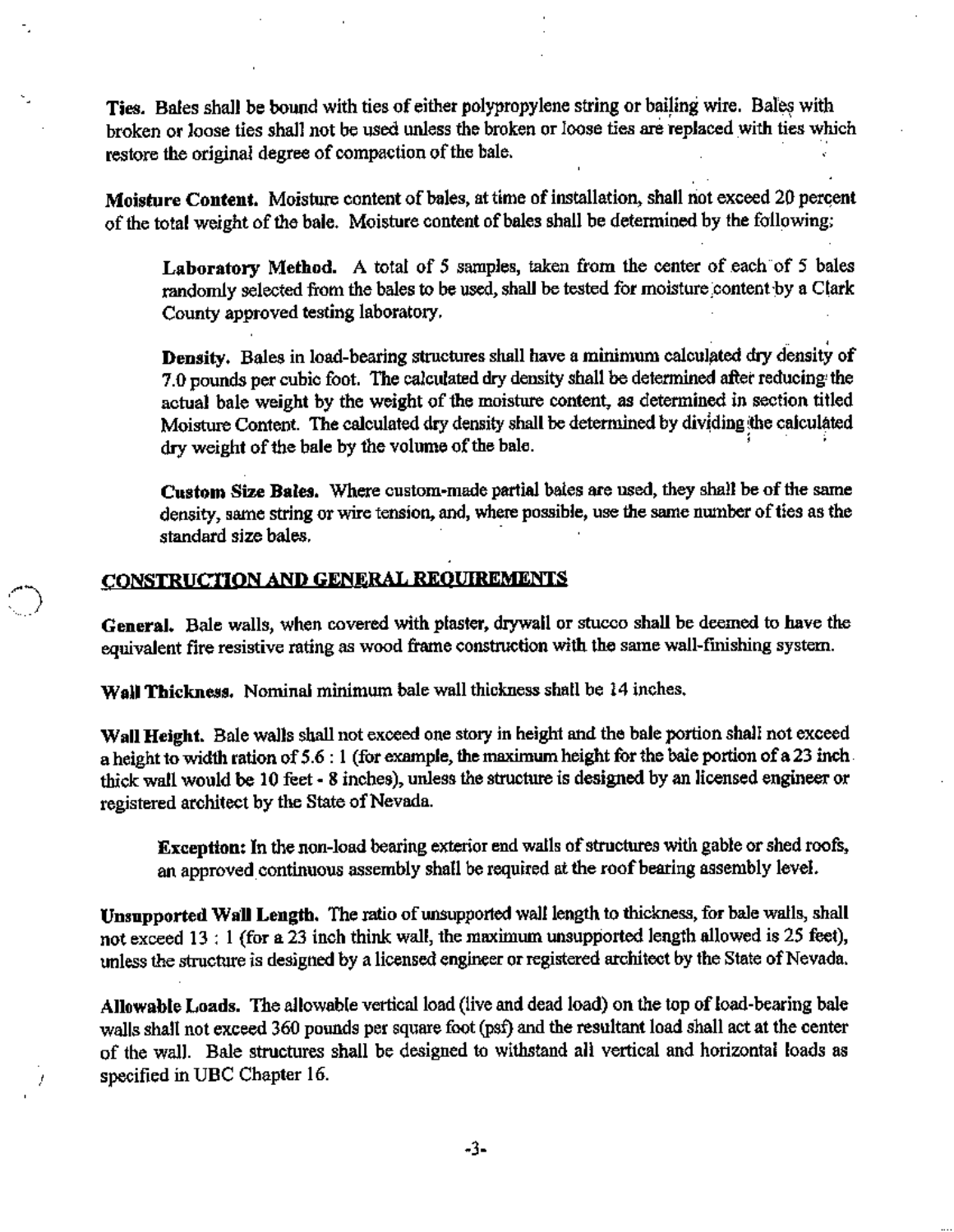**Ties.** Bales shall be bound with ties of either polypropylene string or bailing wire. Bales with broken or loose ties shall not be used unless the broken or loose ties are replaced with ties which restore the original degree of compaction of the bale.

**Moisture Content.** Moisture content of bales, at time of installation, shall not exceed 20 percent of the total weight of the bale. Moisture content of bales shall be determined by the following:

> **Laboratory Method.** A total of 5 samples, taken from the center of each of 5 bales randomly selected from the bales to be used, shall be tested for moisture content by a Clark County approved testing laboratory.
>
> **Density.** Bales in load-bearing structures shall have a minimum calculated dry density of 7.0 pounds per cubic foot. The calculated dry density shall be determined after reducing the actual bale weight by the weight of the moisture content, as determined in section titled Moisture Content. The calculated dry density shall be determined by dividing the calculated dry weight of the bale by the volume of the bale.
>
> **Custom Size Bales.** Where custom-made partial bales are used, they shall be of the same density, same string or wire tension, and, where possible, use the same number of ties as the standard size bales.

## CONSTRUCTION AND GENERAL REQUIREMENTS

**General.** Bale walls, when covered with plaster, drywall or stucco shall be deemed to have the equivalent fire resistive rating as wood frame construction with the same wall-finishing system.

**Wall Thickness.** Nominal minimum bale wall thickness shall be 14 inches.

**Wall Height.** Bale walls shall not exceed one story in height and the bale portion shall not exceed a height to width ration of 5.6 : 1 (for example, the maximum height for the bale portion of a 23 inch thick wall would be 10 feet - 8 inches), unless the structure is designed by an licensed engineer or registered architect by the State of Nevada.

> **Exception:** In the non-load bearing exterior end walls of structures with gable or shed roofs, an approved continuous assembly shall be required at the roof bearing assembly level.

**Unsupported Wall Length.** The ratio of unsupported wall length to thickness, for bale walls, shall not exceed 13 : 1 (for a 23 inch think wall, the maximum unsupported length allowed is 25 feet), unless the structure is designed by a licensed engineer or registered architect by the State of Nevada.

**Allowable Loads.** The allowable vertical load (live and dead load) on the top of load-bearing bale walls shall not exceed 360 pounds per square foot (psf) and the resultant load shall act at the center of the wall. Bale structures shall be designed to withstand all vertical and horizontal loads as specified in UBC Chapter 16.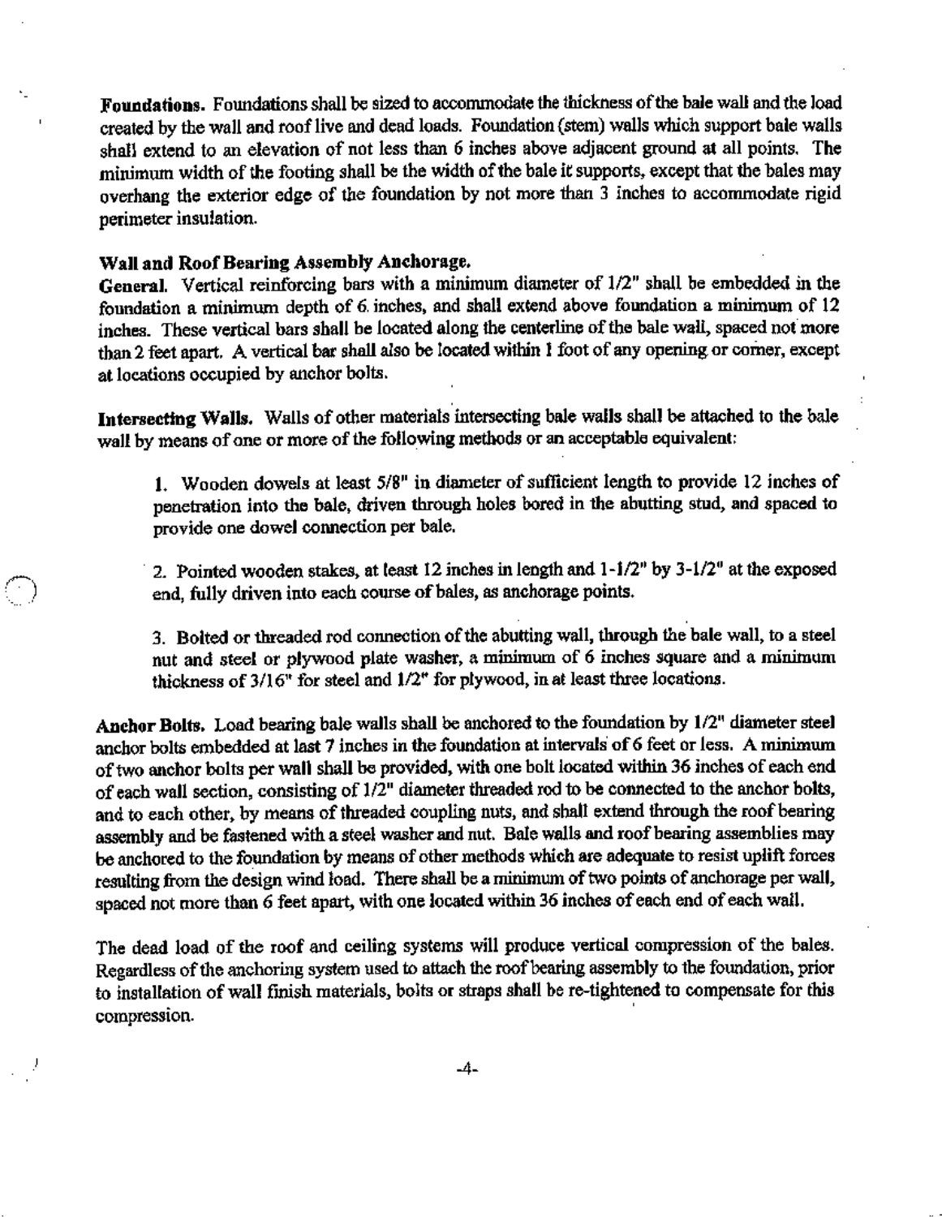**Foundations.** Foundations shall be sized to accommodate the thickness of the bale wall and the load created by the wall and roof live and dead loads. Foundation (stem) walls which support bale walls shall extend to an elevation of not less than 6 inches above adjacent ground at all points. The minimum width of the footing shall be the width of the bale it supports, except that the bales may overhang the exterior edge of the foundation by not more than 3 inches to accommodate rigid perimeter insulation.

**Wall and Roof Bearing Assembly Anchorage.**

**General.** Vertical reinforcing bars with a minimum diameter of 1/2" shall be embedded in the foundation a minimum depth of 6 inches, and shall extend above foundation a minimum of 12 inches. These vertical bars shall be located along the centerline of the bale wall, spaced not more than 2 feet apart. A vertical bar shall also be located within 1 foot of any opening or corner, except at locations occupied by anchor bolts.

**Intersecting Walls.** Walls of other materials intersecting bale walls shall be attached to the bale wall by means of one or more of the following methods or an acceptable equivalent:

1. Wooden dowels at least 5/8" in diameter of sufficient length to provide 12 inches of penetration into the bale, driven through holes bored in the abutting stud, and spaced to provide one dowel connection per bale.

2. Pointed wooden stakes, at least 12 inches in length and 1-1/2" by 3-1/2" at the exposed end, fully driven into each course of bales, as anchorage points.

3. Bolted or threaded rod connection of the abutting wall, through the bale wall, to a steel nut and steel or plywood plate washer, a minimum of 6 inches square and a minimum thickness of 3/16" for steel and 1/2" for plywood, in at least three locations.

**Anchor Bolts.** Load bearing bale walls shall be anchored to the foundation by 1/2" diameter steel anchor bolts embedded at last 7 inches in the foundation at intervals of 6 feet or less. A minimum of two anchor bolts per wall shall be provided, with one bolt located within 36 inches of each end of each wall section, consisting of 1/2" diameter threaded rod to be connected to the anchor bolts, and to each other, by means of threaded coupling nuts, and shall extend through the roof bearing assembly and be fastened with a steel washer and nut. Bale walls and roof bearing assemblies may be anchored to the foundation by means of other methods which are adequate to resist uplift forces resulting from the design wind load. There shall be a minimum of two points of anchorage per wall, spaced not more than 6 feet apart, with one located within 36 inches of each end of each wall.

The dead load of the roof and ceiling systems will produce vertical compression of the bales. Regardless of the anchoring system used to attach the roof bearing assembly to the foundation, prior to installation of wall finish materials, bolts or straps shall be re-tightened to compensate for this compression.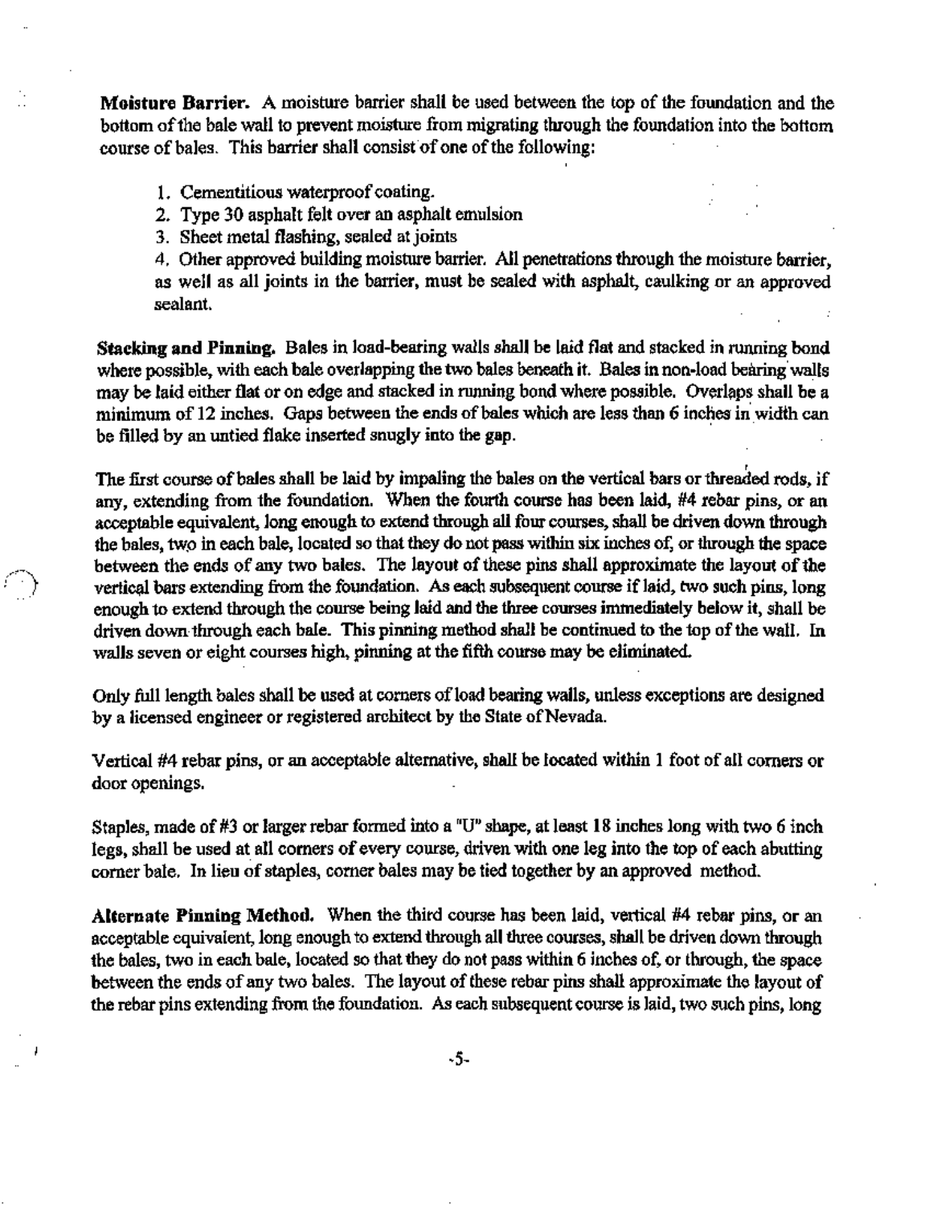**Moisture Barrier.** A moisture barrier shall be used between the top of the foundation and the bottom of the bale wall to prevent moisture from migrating through the foundation into the bottom course of bales. This barrier shall consist of one of the following:

1. Cementitious waterproof coating.
2. Type 30 asphalt felt over an asphalt emulsion
3. Sheet metal flashing, sealed at joints
4. Other approved building moisture barrier. All penetrations through the moisture barrier, as well as all joints in the barrier, must be sealed with asphalt, caulking or an approved sealant.

**Stacking and Pinning.** Bales in load-bearing walls shall be laid flat and stacked in running bond where possible, with each bale overlapping the two bales beneath it. Bales in non-load bearing walls may be laid either flat or on edge and stacked in running bond where possible. Overlaps shall be a minimum of 12 inches. Gaps between the ends of bales which are less than 6 inches in width can be filled by an untied flake inserted snugly into the gap.

The first course of bales shall be laid by impaling the bales on the vertical bars or threaded rods, if any, extending from the foundation. When the fourth course has been laid, #4 rebar pins, or an acceptable equivalent, long enough to extend through all four courses, shall be driven down through the bales, two in each bale, located so that they do not pass within six inches of, or through the space between the ends of any two bales. The layout of these pins shall approximate the layout of the vertical bars extending from the foundation. As each subsequent course if laid, two such pins, long enough to extend through the course being laid and the three courses immediately below it, shall be driven down through each bale. This pinning method shall be continued to the top of the wall. In walls seven or eight courses high, pinning at the fifth course may be eliminated.

Only full length bales shall be used at corners of load bearing walls, unless exceptions are designed by a licensed engineer or registered architect by the State of Nevada.

Vertical #4 rebar pins, or an acceptable alternative, shall be located within 1 foot of all corners or door openings.

Staples, made of #3 or larger rebar formed into a "U" shape, at least 18 inches long with two 6 inch legs, shall be used at all corners of every course, driven with one leg into the top of each abutting corner bale. In lieu of staples, corner bales may be tied together by an approved method.

**Alternate Pinning Method.** When the third course has been laid, vertical #4 rebar pins, or an acceptable equivalent, long enough to extend through all three courses, shall be driven down through the bales, two in each bale, located so that they do not pass within 6 inches of, or through, the space between the ends of any two bales. The layout of these rebar pins shall approximate the layout of the rebar pins extending from the foundation. As each subsequent course is laid, two such pins, long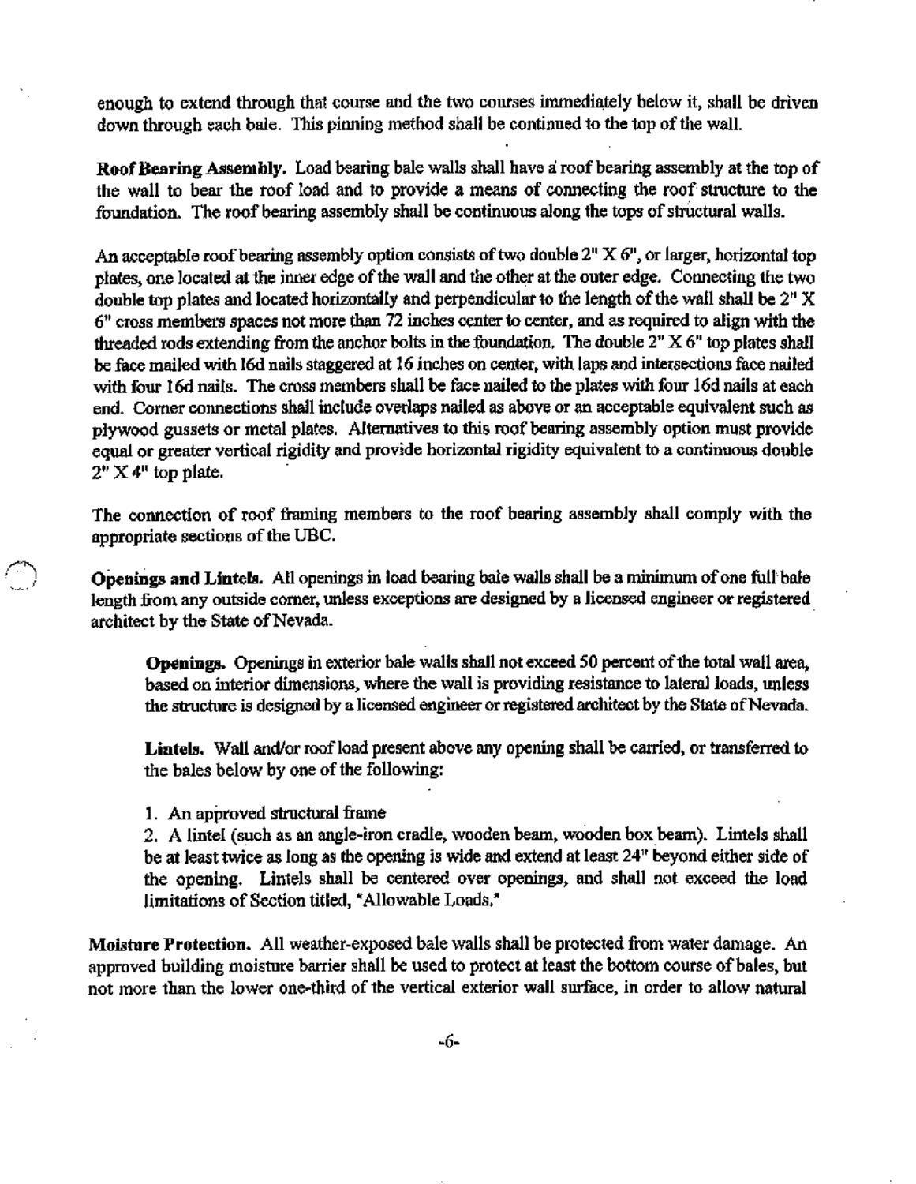enough to extend through that course and the two courses immediately below it, shall be driven down through each bale. This pinning method shall be continued to the top of the wall.

**Roof Bearing Assembly.** Load bearing bale walls shall have a roof bearing assembly at the top of the wall to bear the roof load and to provide a means of connecting the roof structure to the foundation. The roof bearing assembly shall be continuous along the tops of structural walls.

An acceptable roof bearing assembly option consists of two double 2" X 6", or larger, horizontal top plates, one located at the inner edge of the wall and the other at the outer edge. Connecting the two double top plates and located horizontally and perpendicular to the length of the wall shall be 2" X 6" cross members spaces not more than 72 inches center to center, and as required to align with the threaded rods extending from the anchor bolts in the foundation. The double 2" X 6" top plates shall be face nailed with 16d nails staggered at 16 inches on center, with laps and intersections face nailed with four 16d nails. The cross members shall be face nailed to the plates with four 16d nails at each end. Corner connections shall include overlaps nailed as above or an acceptable equivalent such as plywood gussets or metal plates. Alternatives to this roof bearing assembly option must provide equal or greater vertical rigidity and provide horizontal rigidity equivalent to a continuous double 2" X 4" top plate.

The connection of roof framing members to the roof bearing assembly shall comply with the appropriate sections of the UBC.

**Openings and Lintels.** All openings in load bearing bale walls shall be a minimum of one full bale length from any outside corner, unless exceptions are designed by a licensed engineer or registered architect by the State of Nevada.

> **Openings.** Openings in exterior bale walls shall not exceed 50 percent of the total wall area, based on interior dimensions, where the wall is providing resistance to lateral loads, unless the structure is designed by a licensed engineer or registered architect by the State of Nevada.
>
> **Lintels.** Wall and/or roof load present above any opening shall be carried, or transferred to the bales below by one of the following:
>
> 1. An approved structural frame
> 2. A lintel (such as an angle-iron cradle, wooden beam, wooden box beam). Lintels shall be at least twice as long as the opening is wide and extend at least 24" beyond either side of the opening. Lintels shall be centered over openings, and shall not exceed the load limitations of Section titled, "Allowable Loads."

**Moisture Protection.** All weather-exposed bale walls shall be protected from water damage. An approved building moisture barrier shall be used to protect at least the bottom course of bales, but not more than the lower one-third of the vertical exterior wall surface, in order to allow natural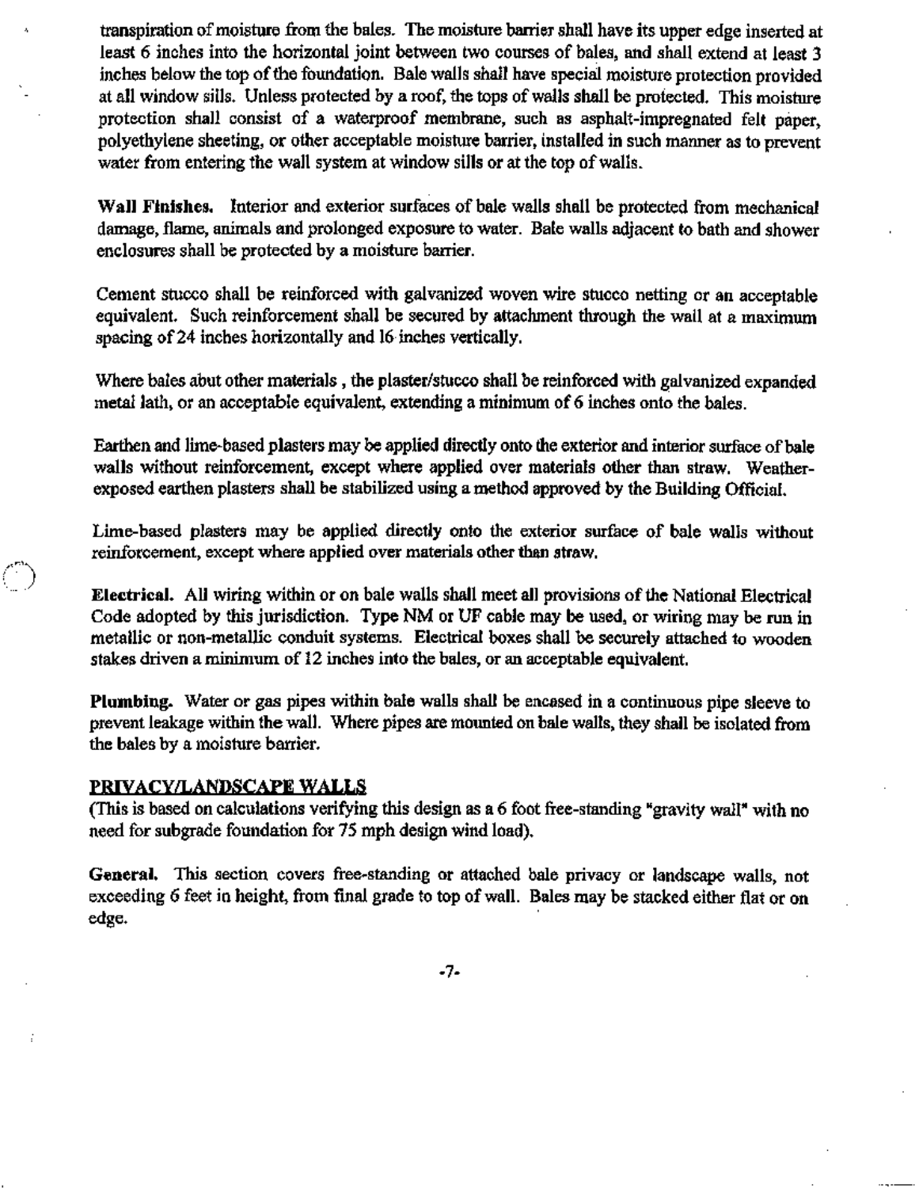transpiration of moisture from the bales. The moisture barrier shall have its upper edge inserted at least 6 inches into the horizontal joint between two courses of bales, and shall extend at least 3 inches below the top of the foundation. Bale walls shall have special moisture protection provided at all window sills. Unless protected by a roof, the tops of walls shall be protected. This moisture protection shall consist of a waterproof membrane, such as asphalt-impregnated felt paper, polyethylene sheeting, or other acceptable moisture barrier, installed in such manner as to prevent water from entering the wall system at window sills or at the top of walls.

**Wall Finishes.** Interior and exterior surfaces of bale walls shall be protected from mechanical damage, flame, animals and prolonged exposure to water. Bale walls adjacent to bath and shower enclosures shall be protected by a moisture barrier.

Cement stucco shall be reinforced with galvanized woven wire stucco netting or an acceptable equivalent. Such reinforcement shall be secured by attachment through the wall at a maximum spacing of 24 inches horizontally and 16 inches vertically.

Where bales abut other materials , the plaster/stucco shall be reinforced with galvanized expanded metal lath, or an acceptable equivalent, extending a minimum of 6 inches onto the bales.

Earthen and lime-based plasters may be applied directly onto the exterior and interior surface of bale walls without reinforcement, except where applied over materials other than straw. Weather-exposed earthen plasters shall be stabilized using a method approved by the Building Official.

Lime-based plasters may be applied directly onto the exterior surface of bale walls without reinforcement, except where applied over materials other than straw.

**Electrical.** All wiring within or on bale walls shall meet all provisions of the National Electrical Code adopted by this jurisdiction. Type NM or UF cable may be used, or wiring may be run in metallic or non-metallic conduit systems. Electrical boxes shall be securely attached to wooden stakes driven a minimum of 12 inches into the bales, or an acceptable equivalent.

**Plumbing.** Water or gas pipes within bale walls shall be encased in a continuous pipe sleeve to prevent leakage within the wall. Where pipes are mounted on bale walls, they shall be isolated from the bales by a moisture barrier.

## PRIVACY/LANDSCAPE WALLS

(This is based on calculations verifying this design as a 6 foot free-standing "gravity wall" with no need for subgrade foundation for 75 mph design wind load).

**General.** This section covers free-standing or attached bale privacy or landscape walls, not exceeding 6 feet in height, from final grade to top of wall. Bales may be stacked either flat or on edge.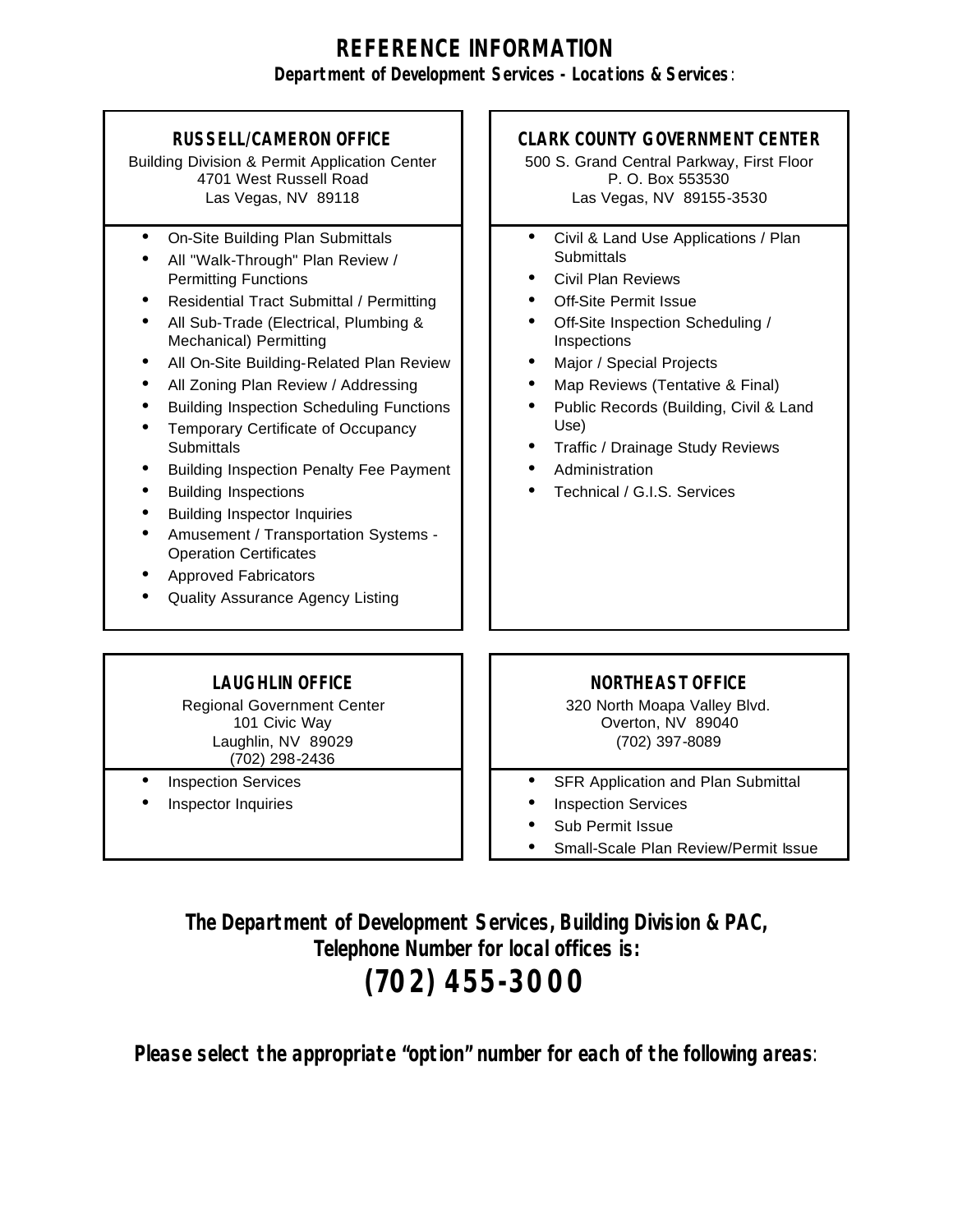# REFERENCE INFORMATION

**Department of Development Services - Locations & Services**:

### RUSSELL/CAMERON OFFICE

Building Division & Permit Application Center
4701 West Russell Road
Las Vegas, NV 89118

- On-Site Building Plan Submittals
- All "Walk-Through" Plan Review / Permitting Functions
- Residential Tract Submittal / Permitting
- All Sub-Trade (Electrical, Plumbing & Mechanical) Permitting
- All On-Site Building-Related Plan Review
- All Zoning Plan Review / Addressing
- Building Inspection Scheduling Functions
- Temporary Certificate of Occupancy Submittals
- Building Inspection Penalty Fee Payment
- Building Inspections
- Building Inspector Inquiries
- Amusement / Transportation Systems - Operation Certificates
- Approved Fabricators
- Quality Assurance Agency Listing

### CLARK COUNTY GOVERNMENT CENTER

500 S. Grand Central Parkway, First Floor
P. O. Box 553530
Las Vegas, NV 89155-3530

- Civil & Land Use Applications / Plan Submittals
- Civil Plan Reviews
- Off-Site Permit Issue
- Off-Site Inspection Scheduling / Inspections
- Major / Special Projects
- Map Reviews (Tentative & Final)
- Public Records (Building, Civil & Land Use)
- Traffic / Drainage Study Reviews
- Administration
- Technical / G.I.S. Services

### LAUGHLIN OFFICE

Regional Government Center
101 Civic Way
Laughlin, NV 89029
(702) 298-2436

- Inspection Services
- Inspector Inquiries

### NORTHEAST OFFICE

320 North Moapa Valley Blvd.
Overton, NV 89040
(702) 397-8089

- SFR Application and Plan Submittal
- Inspection Services
- Sub Permit Issue
- Small-Scale Plan Review/Permit Issue

**The Department of Development Services, Building Division & PAC, Telephone Number for local offices is:**

## (702) 455-3000

**Please select the appropriate "option" number for each of the following areas**: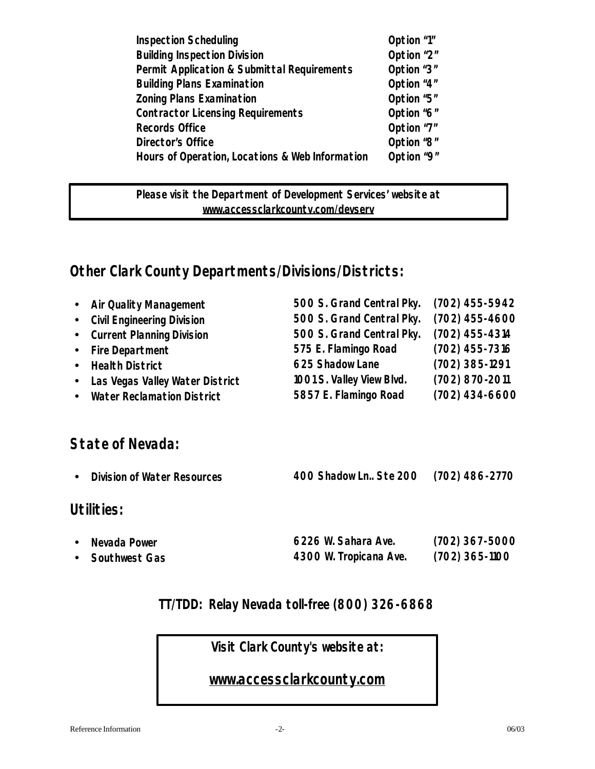| | |
|---|---|
| **Inspection Scheduling** | **Option "1"** |
| **Building Inspection Division** | **Option "2"** |
| **Permit Application & Submittal Requirements** | **Option "3"** |
| **Building Plans Examination** | **Option "4"** |
| **Zoning Plans Examination** | **Option "5"** |
| **Contractor Licensing Requirements** | **Option "6"** |
| **Records Office** | **Option "7"** |
| **Director's Office** | **Option "8"** |
| **Hours of Operation, Locations & Web Information** | **Option "9"** |

**Please visit the Department of Development Services' website at**
**www.accessclarkcounty.com/devserv**

## Other Clark County Departments/Divisions/Districts:

| | | |
|---|---|---|
| • Air Quality Management | 500 S. Grand Central Pky. | (702) 455-5942 |
| • Civil Engineering Division | 500 S. Grand Central Pky. | (702) 455-4600 |
| • Current Planning Division | 500 S. Grand Central Pky. | (702) 455-4314 |
| • Fire Department | 575 E. Flamingo Road | (702) 455-7316 |
| • Health District | 625 Shadow Lane | (702) 385-1291 |
| • Las Vegas Valley Water District | 1001 S. Valley View Blvd. | (702) 870-2011 |
| • Water Reclamation District | 5857 E. Flamingo Road | (702) 434-6600 |

## State of Nevada:

| | | |
|---|---|---|
| • Division of Water Resources | 400 Shadow Ln.. Ste 200 | (702) 486-2770 |

## Utilities:

| | | |
|---|---|---|
| • Nevada Power | 6226 W. Sahara Ave. | (702) 367-5000 |
| • Southwest Gas | 4300 W. Tropicana Ave. | (702) 365-1100 |

**TT/TDD: Relay Nevada toll-free (800) 326-6868**

**Visit Clark County's website at:**

**www.accessclarkcounty.com**